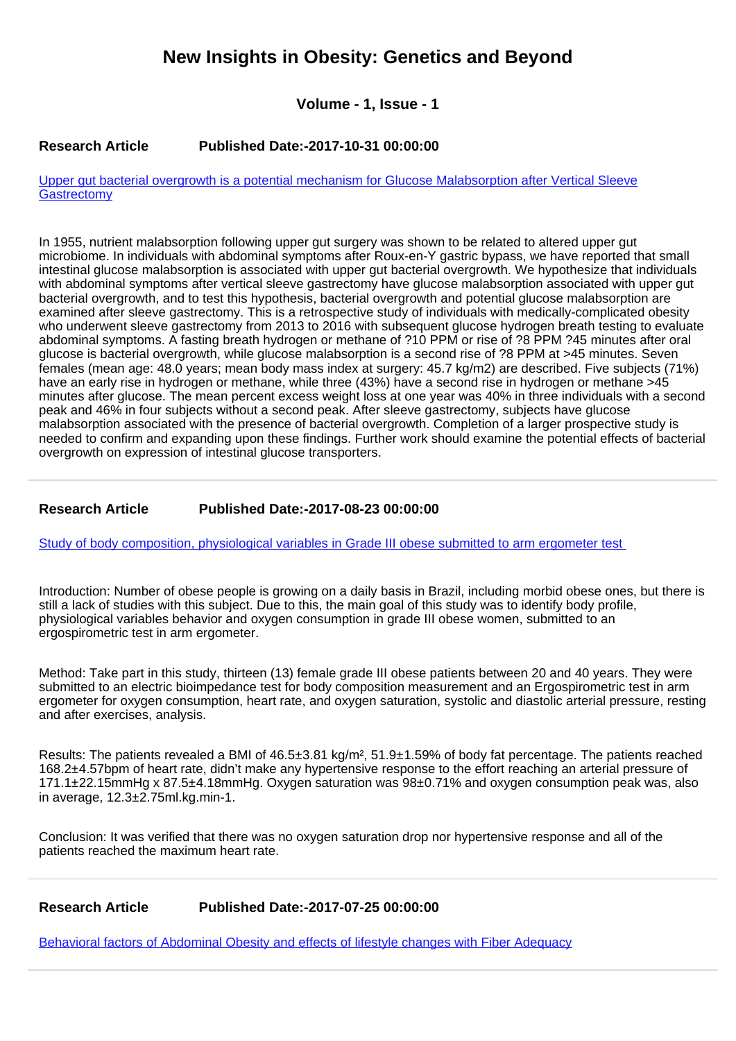# New Insights in Obesity: Genetics and Beyond

**Volume - 1, Issue - 1**

**Research Article** **Published Date:-2017-10-31 00:00:00**

[Upper gut bacterial overgrowth is a potential mechanism for Glucose Malabsorption after Vertical Sleeve Gastrectomy]

In 1955, nutrient malabsorption following upper gut surgery was shown to be related to altered upper gut microbiome. In individuals with abdominal symptoms after Roux-en-Y gastric bypass, we have reported that small intestinal glucose malabsorption is associated with upper gut bacterial overgrowth. We hypothesize that individuals with abdominal symptoms after vertical sleeve gastrectomy have glucose malabsorption associated with upper gut bacterial overgrowth, and to test this hypothesis, bacterial overgrowth and potential glucose malabsorption are examined after sleeve gastrectomy. This is a retrospective study of individuals with medically-complicated obesity who underwent sleeve gastrectomy from 2013 to 2016 with subsequent glucose hydrogen breath testing to evaluate abdominal symptoms. A fasting breath hydrogen or methane of ?10 PPM or rise of ?8 PPM ?45 minutes after oral glucose is bacterial overgrowth, while glucose malabsorption is a second rise of ?8 PPM at >45 minutes. Seven females (mean age: 48.0 years; mean body mass index at surgery: 45.7 kg/m2) are described. Five subjects (71%) have an early rise in hydrogen or methane, while three (43%) have a second rise in hydrogen or methane >45 minutes after glucose. The mean percent excess weight loss at one year was 40% in three individuals with a second peak and 46% in four subjects without a second peak. After sleeve gastrectomy, subjects have glucose malabsorption associated with the presence of bacterial overgrowth. Completion of a larger prospective study is needed to confirm and expanding upon these findings. Further work should examine the potential effects of bacterial overgrowth on expression of intestinal glucose transporters.

---

**Research Article** **Published Date:-2017-08-23 00:00:00**

[Study of body composition, physiological variables in Grade III obese submitted to arm ergometer test]

Introduction: Number of obese people is growing on a daily basis in Brazil, including morbid obese ones, but there is still a lack of studies with this subject. Due to this, the main goal of this study was to identify body profile, physiological variables behavior and oxygen consumption in grade III obese women, submitted to an ergospirometric test in arm ergometer.

Method: Take part in this study, thirteen (13) female grade III obese patients between 20 and 40 years. They were submitted to an electric bioimpedance test for body composition measurement and an Ergospirometric test in arm ergometer for oxygen consumption, heart rate, and oxygen saturation, systolic and diastolic arterial pressure, resting and after exercises, analysis.

Results: The patients revealed a BMI of 46.5±3.81 kg/m², 51.9±1.59% of body fat percentage. The patients reached 168.2±4.57bpm of heart rate, didn't make any hypertensive response to the effort reaching an arterial pressure of 171.1±22.15mmHg x 87.5±4.18mmHg. Oxygen saturation was 98±0.71% and oxygen consumption peak was, also in average, 12.3±2.75ml.kg.min-1.

Conclusion: It was verified that there was no oxygen saturation drop nor hypertensive response and all of the patients reached the maximum heart rate.

---

**Research Article** **Published Date:-2017-07-25 00:00:00**

[Behavioral factors of Abdominal Obesity and effects of lifestyle changes with Fiber Adequacy]

---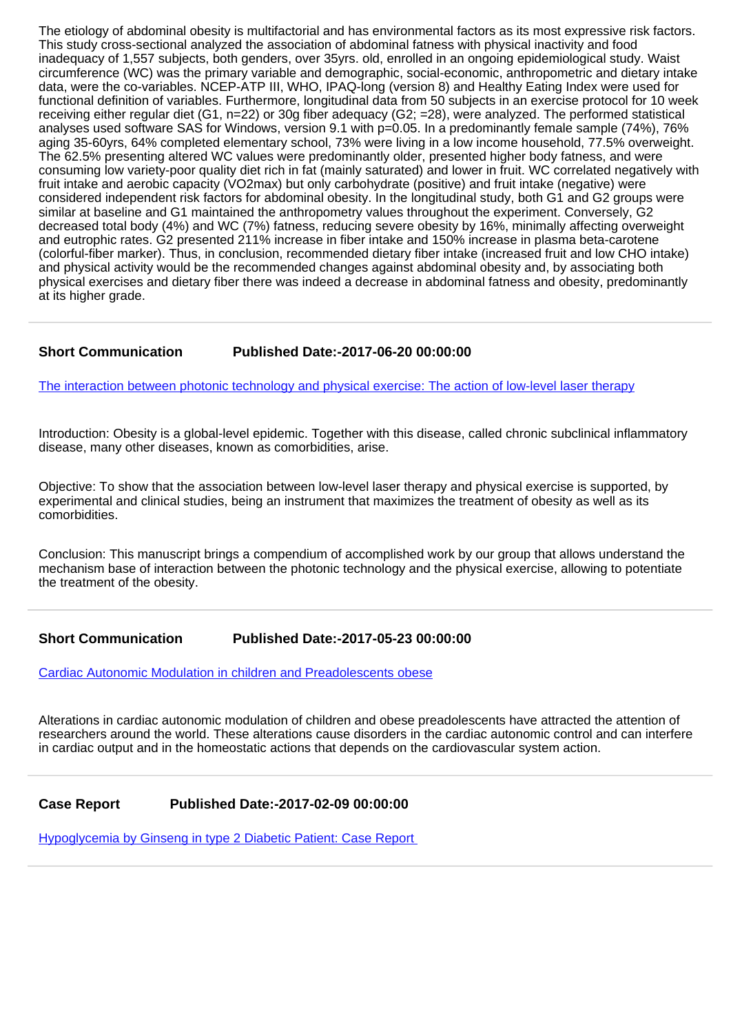The etiology of abdominal obesity is multifactorial and has environmental factors as its most expressive risk factors. This study cross-sectional analyzed the association of abdominal fatness with physical inactivity and food inadequacy of 1,557 subjects, both genders, over 35yrs. old, enrolled in an ongoing epidemiological study. Waist circumference (WC) was the primary variable and demographic, social-economic, anthropometric and dietary intake data, were the co-variables. NCEP-ATP III, WHO, IPAQ-long (version 8) and Healthy Eating Index were used for functional definition of variables. Furthermore, longitudinal data from 50 subjects in an exercise protocol for 10 week receiving either regular diet (G1, n=22) or 30g fiber adequacy (G2; =28), were analyzed. The performed statistical analyses used software SAS for Windows, version 9.1 with p=0.05. In a predominantly female sample (74%), 76% aging 35-60yrs, 64% completed elementary school, 73% were living in a low income household, 77.5% overweight. The 62.5% presenting altered WC values were predominantly older, presented higher body fatness, and were consuming low variety-poor quality diet rich in fat (mainly saturated) and lower in fruit. WC correlated negatively with fruit intake and aerobic capacity (VO2max) but only carbohydrate (positive) and fruit intake (negative) were considered independent risk factors for abdominal obesity. In the longitudinal study, both G1 and G2 groups were similar at baseline and G1 maintained the anthropometry values throughout the experiment. Conversely, G2 decreased total body (4%) and WC (7%) fatness, reducing severe obesity by 16%, minimally affecting overweight and eutrophic rates. G2 presented 211% increase in fiber intake and 150% increase in plasma beta-carotene (colorful-fiber marker). Thus, in conclusion, recommended dietary fiber intake (increased fruit and low CHO intake) and physical activity would be the recommended changes against abdominal obesity and, by associating both physical exercises and dietary fiber there was indeed a decrease in abdominal fatness and obesity, predominantly at its higher grade.

---

**Short Communication** **Published Date:-2017-06-20 00:00:00**

The interaction between photonic technology and physical exercise: The action of low-level laser therapy

Introduction: Obesity is a global-level epidemic. Together with this disease, called chronic subclinical inflammatory disease, many other diseases, known as comorbidities, arise.

Objective: To show that the association between low-level laser therapy and physical exercise is supported, by experimental and clinical studies, being an instrument that maximizes the treatment of obesity as well as its comorbidities.

Conclusion: This manuscript brings a compendium of accomplished work by our group that allows understand the mechanism base of interaction between the photonic technology and the physical exercise, allowing to potentiate the treatment of the obesity.

---

**Short Communication** **Published Date:-2017-05-23 00:00:00**

Cardiac Autonomic Modulation in children and Preadolescents obese

Alterations in cardiac autonomic modulation of children and obese preadolescents have attracted the attention of researchers around the world. These alterations cause disorders in the cardiac autonomic control and can interfere in cardiac output and in the homeostatic actions that depends on the cardiovascular system action.

---

**Case Report** **Published Date:-2017-02-09 00:00:00**

Hypoglycemia by Ginseng in type 2 Diabetic Patient: Case Report

---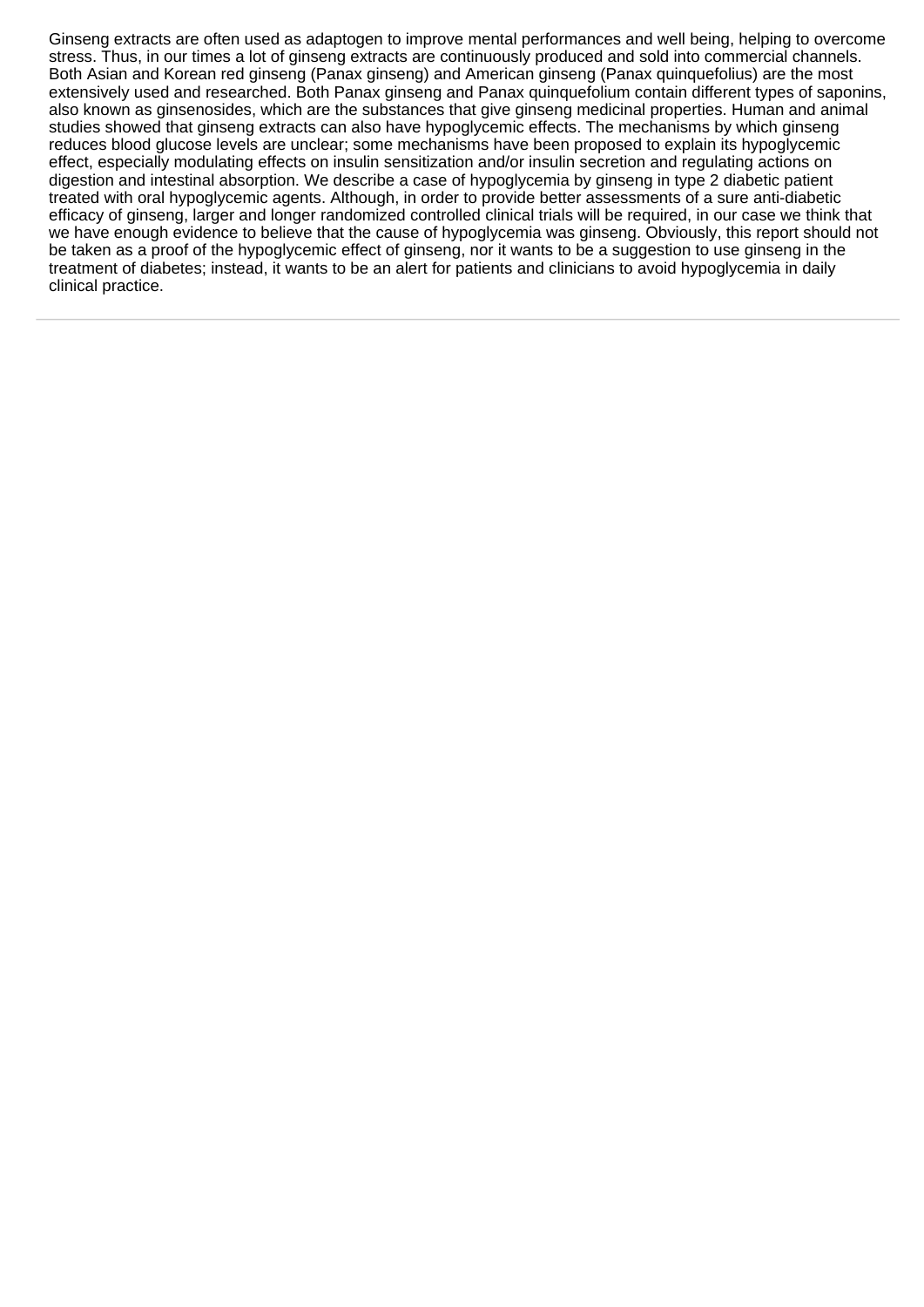Ginseng extracts are often used as adaptogen to improve mental performances and well being, helping to overcome stress. Thus, in our times a lot of ginseng extracts are continuously produced and sold into commercial channels. Both Asian and Korean red ginseng (Panax ginseng) and American ginseng (Panax quinquefolius) are the most extensively used and researched. Both Panax ginseng and Panax quinquefolium contain different types of saponins, also known as ginsenosides, which are the substances that give ginseng medicinal properties. Human and animal studies showed that ginseng extracts can also have hypoglycemic effects. The mechanisms by which ginseng reduces blood glucose levels are unclear; some mechanisms have been proposed to explain its hypoglycemic effect, especially modulating effects on insulin sensitization and/or insulin secretion and regulating actions on digestion and intestinal absorption. We describe a case of hypoglycemia by ginseng in type 2 diabetic patient treated with oral hypoglycemic agents. Although, in order to provide better assessments of a sure anti-diabetic efficacy of ginseng, larger and longer randomized controlled clinical trials will be required, in our case we think that we have enough evidence to believe that the cause of hypoglycemia was ginseng. Obviously, this report should not be taken as a proof of the hypoglycemic effect of ginseng, nor it wants to be a suggestion to use ginseng in the treatment of diabetes; instead, it wants to be an alert for patients and clinicians to avoid hypoglycemia in daily clinical practice.